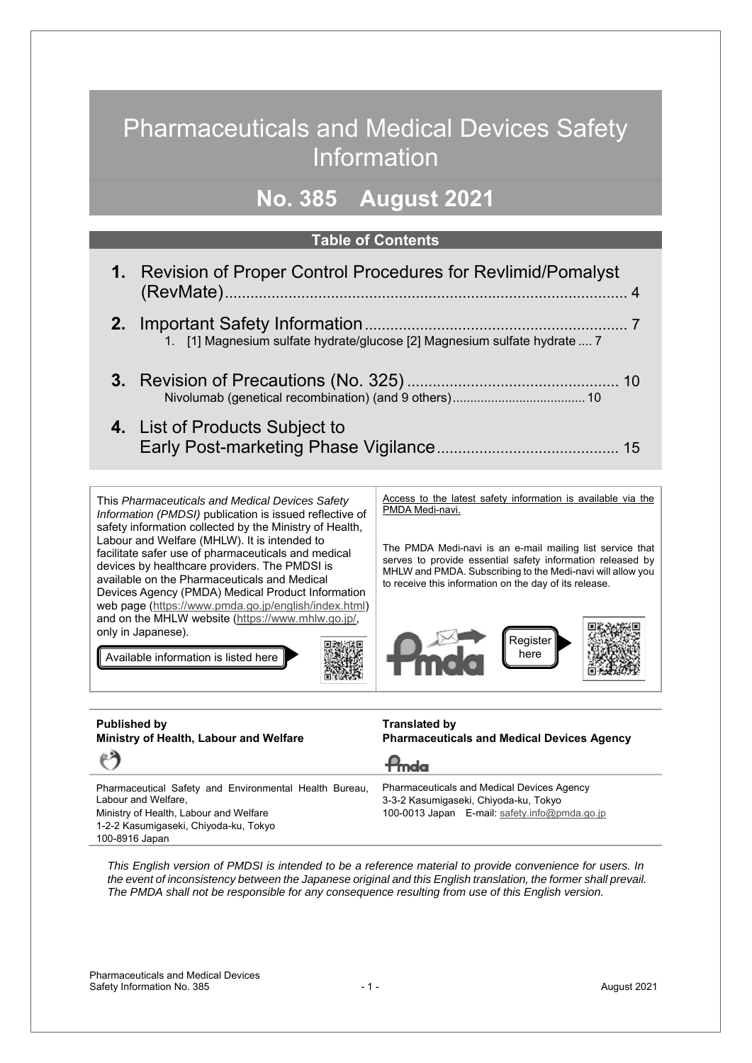# Pharmaceuticals and Medical Devices Safety Information

## No. 385 August 2021

### Table of Contents

**1.** Revision of Proper Control Procedures for Revlimid/Pomalyst (RevMate) .............................................................................................. 4

**2.** Important Safety Information ............................................................. 7
   1. [1] Magnesium sulfate hydrate/glucose [2] Magnesium sulfate hydrate .... 7

**3.** Revision of Precautions (No. 325) ................................................. 10
   Nivolumab (genetical recombination) (and 9 others) ..................................... 10

**4.** List of Products Subject to Early Post-marketing Phase Vigilance .......................................... 15

This *Pharmaceuticals and Medical Devices Safety Information (PMDSI)* publication is issued reflective of safety information collected by the Ministry of Health, Labour and Welfare (MHLW). It is intended to facilitate safer use of pharmaceuticals and medical devices by healthcare providers. The PMDSI is available on the Pharmaceuticals and Medical Devices Agency (PMDA) Medical Product Information web page (https://www.pmda.go.jp/english/index.html) and on the MHLW website (https://www.mhlw.go.jp/, only in Japanese).

Available information is listed here

Access to the latest safety information is available via the PMDA Medi-navi.

The PMDA Medi-navi is an e-mail mailing list service that serves to provide essential safety information released by MHLW and PMDA. Subscribing to the Medi-navi will allow you to receive this information on the day of its release.

Register here

**Published by**
**Ministry of Health, Labour and Welfare**

Pharmaceutical Safety and Environmental Health Bureau, Labour and Welfare,
Ministry of Health, Labour and Welfare
1-2-2 Kasumigaseki, Chiyoda-ku, Tokyo
100-8916 Japan

**Translated by**
**Pharmaceuticals and Medical Devices Agency**

Pharmaceuticals and Medical Devices Agency
3-3-2 Kasumigaseki, Chiyoda-ku, Tokyo
100-0013 Japan E-mail: safety.info@pmda.go.jp

*This English version of PMDSI is intended to be a reference material to provide convenience for users. In the event of inconsistency between the Japanese original and this English translation, the former shall prevail. The PMDA shall not be responsible for any consequence resulting from use of this English version.*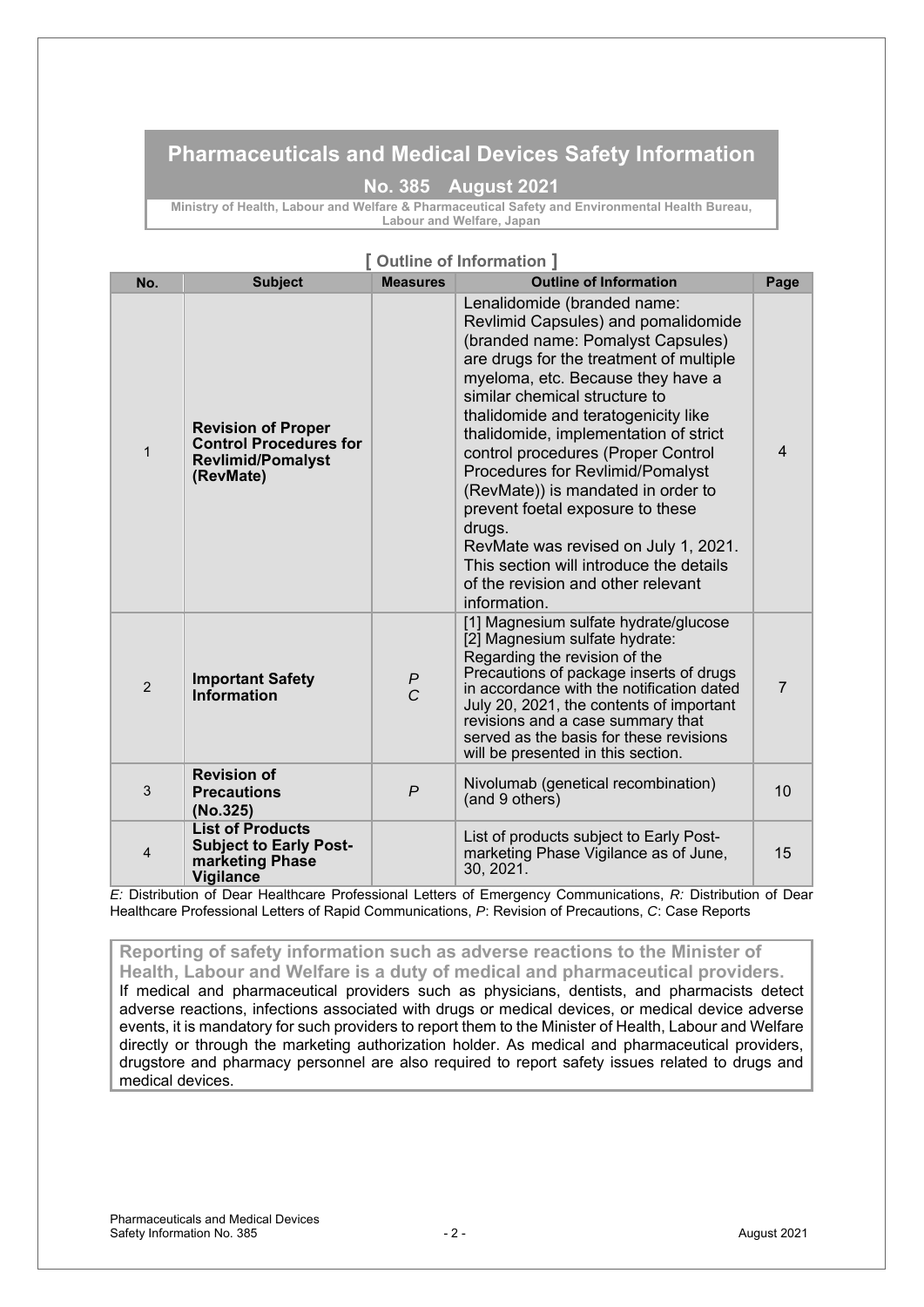# Pharmaceuticals and Medical Devices Safety Information

## No. 385 August 2021

**Ministry of Health, Labour and Welfare & Pharmaceutical Safety and Environmental Health Bureau, Labour and Welfare, Japan**

## [ Outline of Information ]

| No. | Subject | Measures | Outline of Information | Page |
|---|---|---|---|---|
| 1 | **Revision of Proper Control Procedures for Revlimid/Pomalyst (RevMate)** | | Lenalidomide (branded name: Revlimid Capsules) and pomalidomide (branded name: Pomalyst Capsules) are drugs for the treatment of multiple myeloma, etc. Because they have a similar chemical structure to thalidomide and teratogenicity like thalidomide, implementation of strict control procedures (Proper Control Procedures for Revlimid/Pomalyst (RevMate)) is mandated in order to prevent foetal exposure to these drugs. RevMate was revised on July 1, 2021. This section will introduce the details of the revision and other relevant information. | 4 |
| 2 | **Important Safety Information** | *P* *C* | [1] Magnesium sulfate hydrate/glucose [2] Magnesium sulfate hydrate: Regarding the revision of the Precautions of package inserts of drugs in accordance with the notification dated July 20, 2021, the contents of important revisions and a case summary that served as the basis for these revisions will be presented in this section. | 7 |
| 3 | **Revision of Precautions (No.325)** | *P* | Nivolumab (genetical recombination) (and 9 others) | 10 |
| 4 | **List of Products Subject to Early Post-marketing Phase Vigilance** | | List of products subject to Early Post-marketing Phase Vigilance as of June, 30, 2021. | 15 |

*E:* Distribution of Dear Healthcare Professional Letters of Emergency Communications, *R:* Distribution of Dear Healthcare Professional Letters of Rapid Communications, *P*: Revision of Precautions, *C*: Case Reports

**Reporting of safety information such as adverse reactions to the Minister of Health, Labour and Welfare is a duty of medical and pharmaceutical providers.**

If medical and pharmaceutical providers such as physicians, dentists, and pharmacists detect adverse reactions, infections associated with drugs or medical devices, or medical device adverse events, it is mandatory for such providers to report them to the Minister of Health, Labour and Welfare directly or through the marketing authorization holder. As medical and pharmaceutical providers, drugstore and pharmacy personnel are also required to report safety issues related to drugs and medical devices.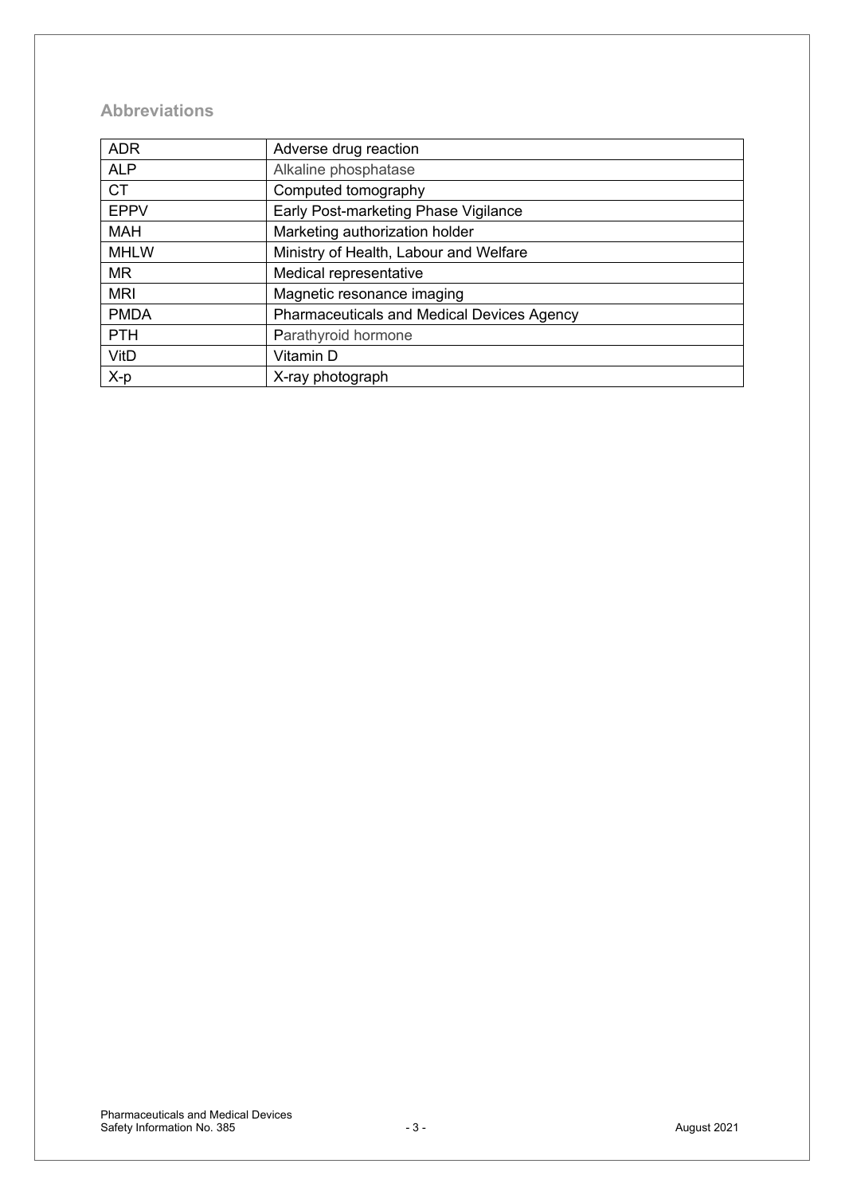## Abbreviations

| ADR | Adverse drug reaction |
|---|---|
| ALP | Alkaline phosphatase |
| CT | Computed tomography |
| EPPV | Early Post-marketing Phase Vigilance |
| MAH | Marketing authorization holder |
| MHLW | Ministry of Health, Labour and Welfare |
| MR | Medical representative |
| MRI | Magnetic resonance imaging |
| PMDA | Pharmaceuticals and Medical Devices Agency |
| PTH | Parathyroid hormone |
| VitD | Vitamin D |
| X-p | X-ray photograph |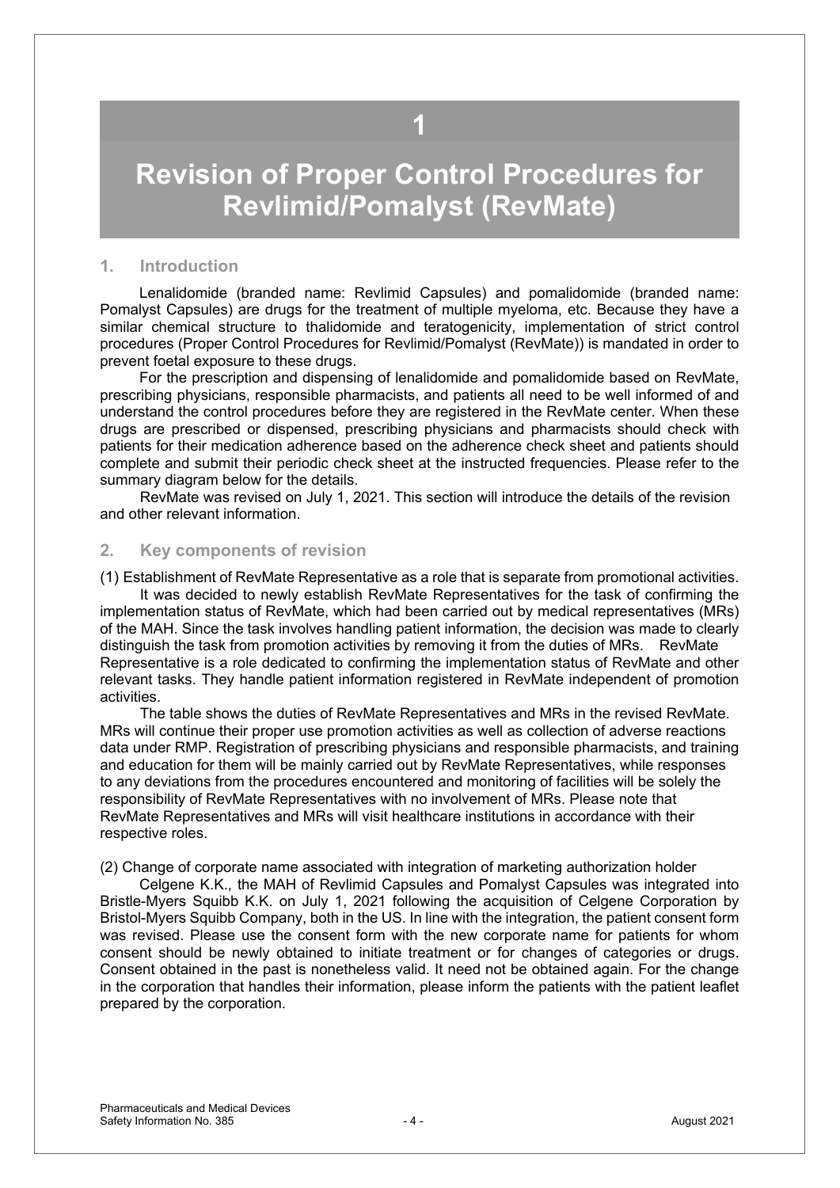# 1

# Revision of Proper Control Procedures for Revlimid/Pomalyst (RevMate)

## 1. Introduction

Lenalidomide (branded name: Revlimid Capsules) and pomalidomide (branded name: Pomalyst Capsules) are drugs for the treatment of multiple myeloma, etc. Because they have a similar chemical structure to thalidomide and teratogenicity, implementation of strict control procedures (Proper Control Procedures for Revlimid/Pomalyst (RevMate)) is mandated in order to prevent foetal exposure to these drugs.

For the prescription and dispensing of lenalidomide and pomalidomide based on RevMate, prescribing physicians, responsible pharmacists, and patients all need to be well informed of and understand the control procedures before they are registered in the RevMate center. When these drugs are prescribed or dispensed, prescribing physicians and pharmacists should check with patients for their medication adherence based on the adherence check sheet and patients should complete and submit their periodic check sheet at the instructed frequencies. Please refer to the summary diagram below for the details.

RevMate was revised on July 1, 2021. This section will introduce the details of the revision and other relevant information.

## 2. Key components of revision

(1) Establishment of RevMate Representative as a role that is separate from promotional activities.

It was decided to newly establish RevMate Representatives for the task of confirming the implementation status of RevMate, which had been carried out by medical representatives (MRs) of the MAH. Since the task involves handling patient information, the decision was made to clearly distinguish the task from promotion activities by removing it from the duties of MRs. RevMate Representative is a role dedicated to confirming the implementation status of RevMate and other relevant tasks. They handle patient information registered in RevMate independent of promotion activities.

The table shows the duties of RevMate Representatives and MRs in the revised RevMate. MRs will continue their proper use promotion activities as well as collection of adverse reactions data under RMP. Registration of prescribing physicians and responsible pharmacists, and training and education for them will be mainly carried out by RevMate Representatives, while responses to any deviations from the procedures encountered and monitoring of facilities will be solely the responsibility of RevMate Representatives with no involvement of MRs. Please note that RevMate Representatives and MRs will visit healthcare institutions in accordance with their respective roles.

(2) Change of corporate name associated with integration of marketing authorization holder

Celgene K.K., the MAH of Revlimid Capsules and Pomalyst Capsules was integrated into Bristle-Myers Squibb K.K. on July 1, 2021 following the acquisition of Celgene Corporation by Bristol-Myers Squibb Company, both in the US. In line with the integration, the patient consent form was revised. Please use the consent form with the new corporate name for patients for whom consent should be newly obtained to initiate treatment or for changes of categories or drugs. Consent obtained in the past is nonetheless valid. It need not be obtained again. For the change in the corporation that handles their information, please inform the patients with the patient leaflet prepared by the corporation.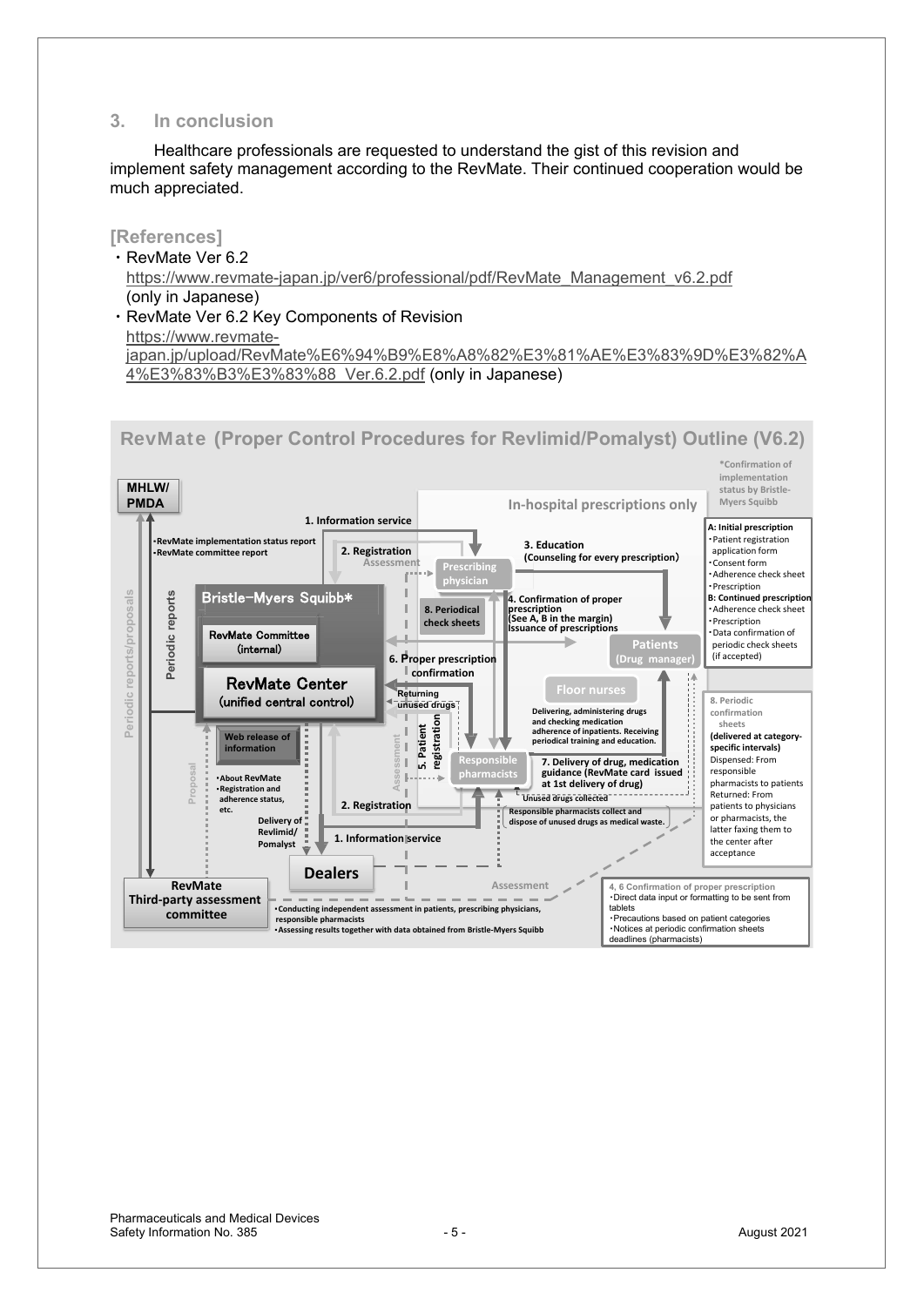## 3. In conclusion

Healthcare professionals are requested to understand the gist of this revision and implement safety management according to the RevMate. Their continued cooperation would be much appreciated.

### [References]

- RevMate Ver 6.2
  https://www.revmate-japan.jp/ver6/professional/pdf/RevMate_Management_v6.2.pdf (only in Japanese)
- RevMate Ver 6.2 Key Components of Revision
  https://www.revmate-japan.jp/upload/RevMate%E6%94%B9%E8%A8%82%E3%81%AE%E3%83%9D%E3%82%A4%E3%83%B3%E3%83%88_Ver.6.2.pdf (only in Japanese)

### RevMate (Proper Control Procedures for Revlimid/Pomalyst) Outline (V6.2)

*Confirmation of implementation status by Bristle-Myers Squibb

In-hospital prescriptions only

MHLW/PMDA

- RevMate implementation status report
- RevMate committee report

Periodic reports/proposals

Periodic reports

Bristle-Myers Squibb*

RevMate Committee (internal)

RevMate Center (unified central control)

Web release of information

- About RevMate
- Registration and adherence status, etc.

Proposal

1. Information service

2. Registration

Assessment

Prescribing physician

3. Education (Counseling for every prescription)

8. Periodical check sheets

4. Confirmation of proper prescription (See A, B in the margin) Issuance of prescriptions

Patients (Drug manager)

6. Proper prescription confirmation

Returning unused drugs

5. Patient registration

Floor nurses

Delivering, administering drugs and checking medication adherence of inpatients. Receiving periodical training and education.

Responsible pharmacists

7. Delivery of drug, medication guidance (RevMate card issued at 1st delivery of drug)

Unused drugs collected

Responsible pharmacists collect and dispose of unused drugs as medical waste.

2. Registration

Delivery of Revlimid/Pomalyst

1. Information service

Dealers

Assessment

RevMate Third-party assessment committee

- Conducting independent assessment in patients, prescribing physicians, responsible pharmacists
- Assessing results together with data obtained from Bristle-Myers Squibb

**A: Initial prescription**
- Patient registration application form
- Consent form
- Adherence check sheet
- Prescription

**B: Continued prescription**
- Adherence check sheet
- Prescription
- Data confirmation of periodic check sheets (if accepted)

**8. Periodic confirmation sheets (delivered at category-specific intervals)**
Dispensed: From responsible pharmacists to patients
Returned: From patients to physicians or pharmacists, the latter faxing them to the center after acceptance

**4, 6 Confirmation of proper prescription**
- Direct data input or formatting to be sent from tablets
- Precautions based on patient categories
- Notices at periodic confirmation sheets deadlines (pharmacists)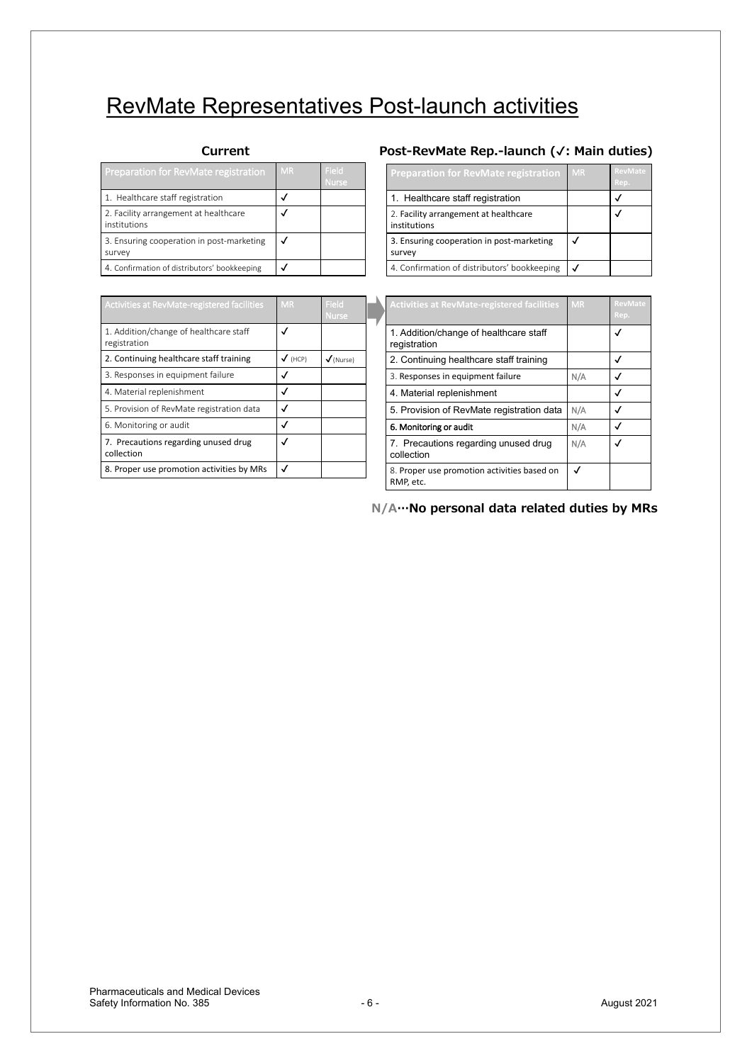# RevMate Representatives Post-launch activities

### Current

| Preparation for RevMate registration | MR | Field Nurse |
|---|---|---|
| 1. Healthcare staff registration | ✓ | |
| 2. Facility arrangement at healthcare institutions | ✓ | |
| 3. Ensuring cooperation in post-marketing survey | ✓ | |
| 4. Confirmation of distributors' bookkeeping | ✓ | |

| Activities at RevMate-registered facilities | MR | Field Nurse |
|---|---|---|
| 1. Addition/change of healthcare staff registration | ✓ | |
| 2. Continuing healthcare staff training | ✓ (HCP) | ✓(Nurse) |
| 3. Responses in equipment failure | ✓ | |
| 4. Material replenishment | ✓ | |
| 5. Provision of RevMate registration data | ✓ | |
| 6. Monitoring or audit | ✓ | |
| 7. Precautions regarding unused drug collection | ✓ | |
| 8. Proper use promotion activities by MRs | ✓ | |

### Post-RevMate Rep.-launch (✓: Main duties)

| Preparation for RevMate registration | MR | RevMate Rep. |
|---|---|---|
| 1. Healthcare staff registration | | ✓ |
| 2. Facility arrangement at healthcare institutions | | ✓ |
| 3. Ensuring cooperation in post-marketing survey | ✓ | |
| 4. Confirmation of distributors' bookkeeping | ✓ | |

| Activities at RevMate-registered facilities | MR | RevMate Rep. |
|---|---|---|
| 1. Addition/change of healthcare staff registration | | ✓ |
| 2. Continuing healthcare staff training | | ✓ |
| 3. Responses in equipment failure | N/A | ✓ |
| 4. Material replenishment | | ✓ |
| 5. Provision of RevMate registration data | N/A | ✓ |
| 6. Monitoring or audit | N/A | ✓ |
| 7. Precautions regarding unused drug collection | N/A | ✓ |
| 8. Proper use promotion activities based on RMP, etc. | ✓ | |

**N/A…No personal data related duties by MRs**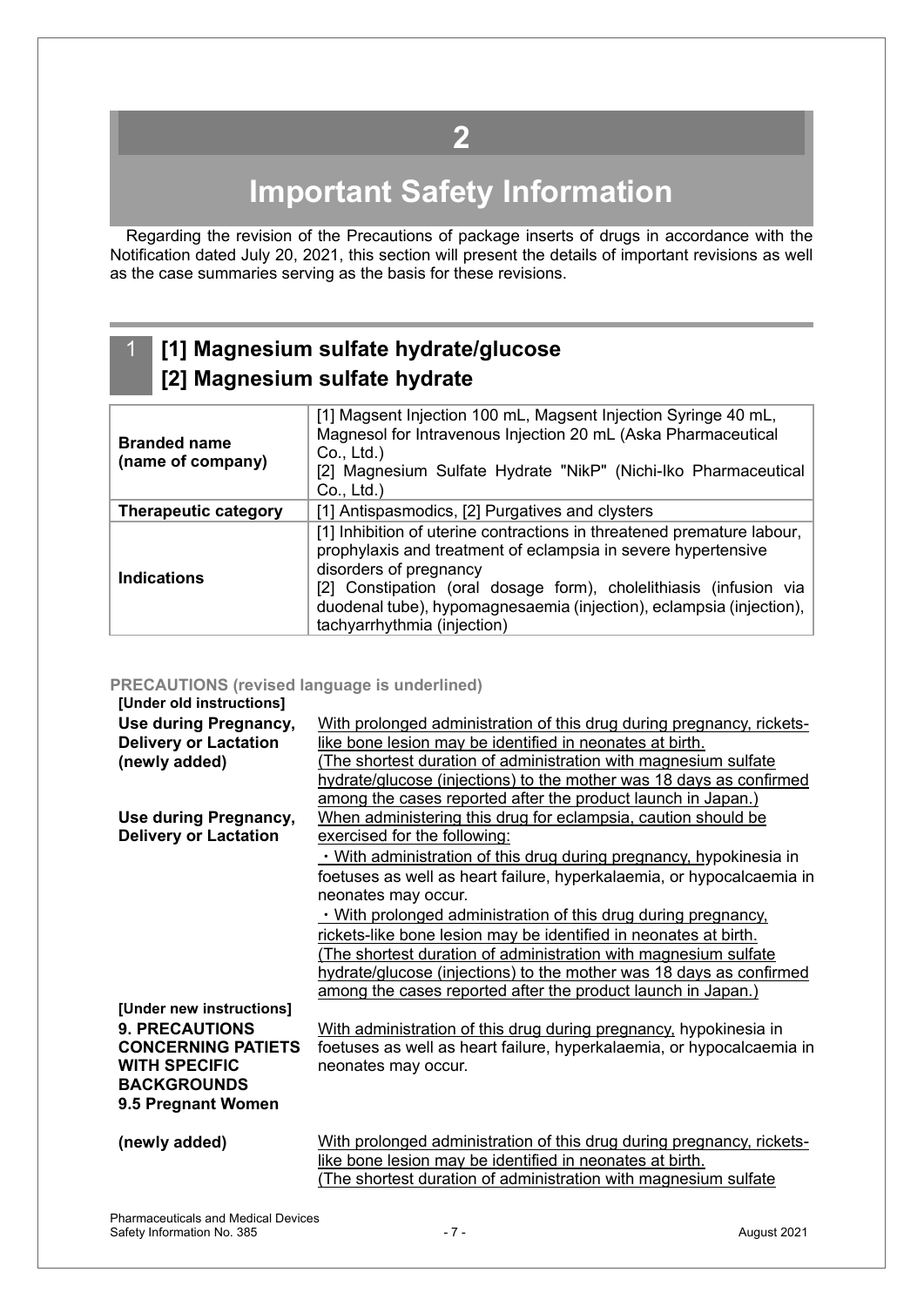# 2

# Important Safety Information

Regarding the revision of the Precautions of package inserts of drugs in accordance with the Notification dated July 20, 2021, this section will present the details of important revisions as well as the case summaries serving as the basis for these revisions.

## 1 [1] Magnesium sulfate hydrate/glucose [2] Magnesium sulfate hydrate

| | |
|---|---|
| **Branded name (name of company)** | [1] Magsent Injection 100 mL, Magsent Injection Syringe 40 mL, Magnesol for Intravenous Injection 20 mL (Aska Pharmaceutical Co., Ltd.)<br>[2] Magnesium Sulfate Hydrate "NikP" (Nichi-Iko Pharmaceutical Co., Ltd.) |
| **Therapeutic category** | [1] Antispasmodics, [2] Purgatives and clysters |
| **Indications** | [1] Inhibition of uterine contractions in threatened premature labour, prophylaxis and treatment of eclampsia in severe hypertensive disorders of pregnancy<br>[2] Constipation (oral dosage form), cholelithiasis (infusion via duodenal tube), hypomagnesaemia (injection), eclampsia (injection), tachyarrhythmia (injection) |

**PRECAUTIONS (revised language is underlined)**

**[Under old instructions]**

**Use during Pregnancy, Delivery or Lactation (newly added)**

With prolonged administration of this drug during pregnancy, rickets-like bone lesion may be identified in neonates at birth.
(The shortest duration of administration with magnesium sulfate hydrate/glucose (injections) to the mother was 18 days as confirmed among the cases reported after the product launch in Japan.)

**Use during Pregnancy, Delivery or Lactation**

When administering this drug for eclampsia, caution should be exercised for the following:

・With administration of this drug during pregnancy, hypokinesia in foetuses as well as heart failure, hyperkalaemia, or hypocalcaemia in neonates may occur.

・With prolonged administration of this drug during pregnancy, rickets-like bone lesion may be identified in neonates at birth.
(The shortest duration of administration with magnesium sulfate hydrate/glucose (injections) to the mother was 18 days as confirmed among the cases reported after the product launch in Japan.)

**[Under new instructions]**

**9. PRECAUTIONS CONCERNING PATIETS WITH SPECIFIC BACKGROUNDS**
**9.5 Pregnant Women**

With administration of this drug during pregnancy, hypokinesia in foetuses as well as heart failure, hyperkalaemia, or hypocalcaemia in neonates may occur.

**(newly added)**

With prolonged administration of this drug during pregnancy, rickets-like bone lesion may be identified in neonates at birth.
(The shortest duration of administration with magnesium sulfate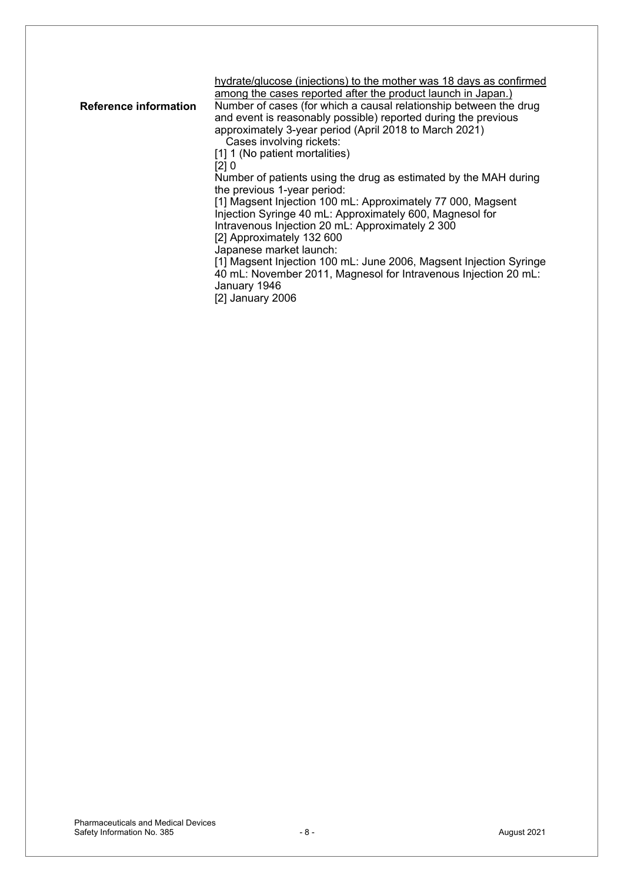| | |
|---|---|
| | hydrate/glucose (injections) to the mother was 18 days as confirmed among the cases reported after the product launch in Japan.) |
| **Reference information** | Number of cases (for which a causal relationship between the drug and event is reasonably possible) reported during the previous approximately 3-year period (April 2018 to March 2021)<br>Cases involving rickets:<br>[1] 1 (No patient mortalities)<br>[2] 0<br>Number of patients using the drug as estimated by the MAH during the previous 1-year period:<br>[1] Magsent Injection 100 mL: Approximately 77 000, Magsent Injection Syringe 40 mL: Approximately 600, Magnesol for Intravenous Injection 20 mL: Approximately 2 300<br>[2] Approximately 132 600<br>Japanese market launch:<br>[1] Magsent Injection 100 mL: June 2006, Magsent Injection Syringe 40 mL: November 2011, Magnesol for Intravenous Injection 20 mL: January 1946<br>[2] January 2006 |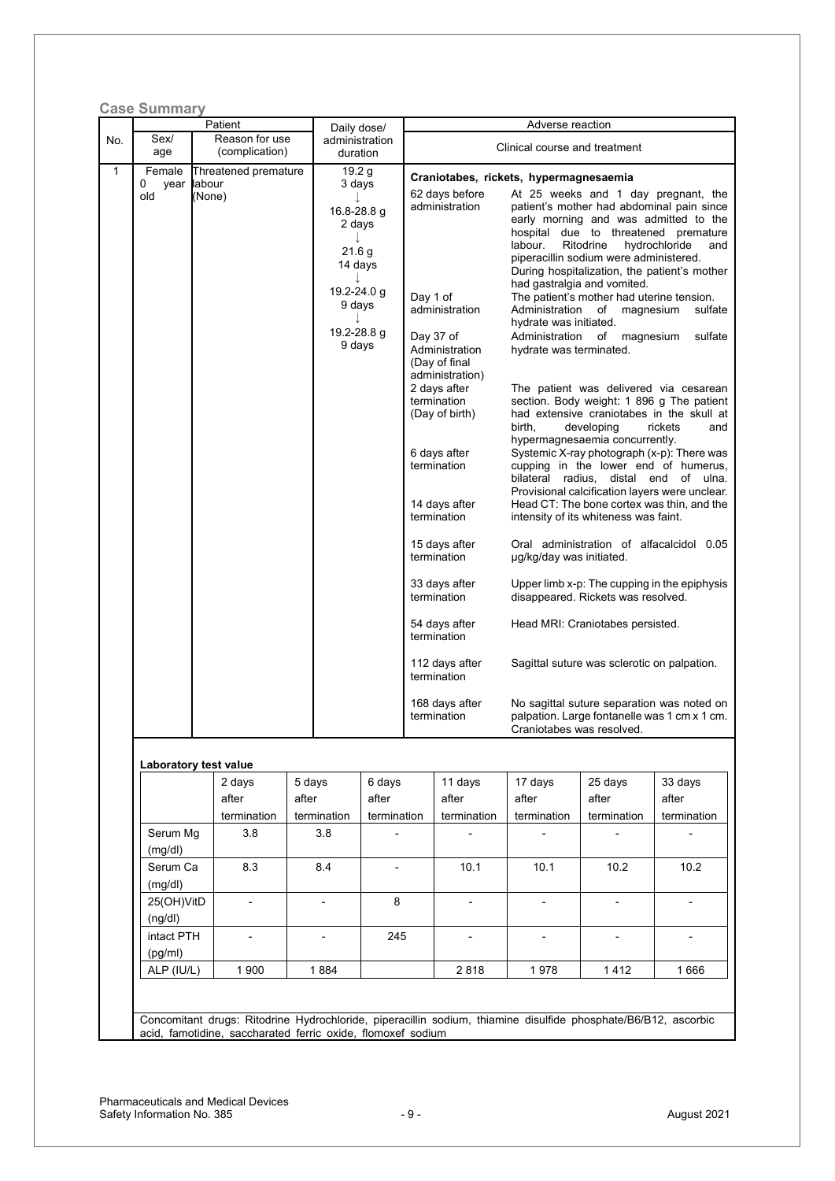## Case Summary

| No. | Patient: Sex/age | Patient: Reason for use (complication) | Daily dose/ administration duration | Adverse reaction: Clinical course and treatment | |
|---|---|---|---|---|---|
| 1 | Female 0 year old | Threatened premature labour (None) | 19.2 g 3 days ↓ 16.8-28.8 g 2 days ↓ 21.6 g 14 days ↓ 19.2-24.0 g 9 days ↓ 19.2-28.8 g 9 days | **Craniotabes, rickets, hypermagnesaemia** | |
| | | | | 62 days before administration | At 25 weeks and 1 day pregnant, the patient's mother had abdominal pain since early morning and was admitted to the hospital due to threatened premature labour. Ritodrine hydrochloride and piperacillin sodium were administered. During hospitalization, the patient's mother had gastralgia and vomited. |
| | | | | Day 1 of administration | The patient's mother had uterine tension. Administration of magnesium sulfate hydrate was initiated. |
| | | | | Day 37 of Administration (Day of final administration) | Administration of magnesium sulfate hydrate was terminated. |
| | | | | 2 days after termination (Day of birth) | The patient was delivered via cesarean section. Body weight: 1 896 g The patient had extensive craniotabes in the skull at birth, developing rickets and hypermagnesaemia concurrently. |
| | | | | 6 days after termination | Systemic X-ray photograph (x-p): There was cupping in the lower end of humerus, bilateral radius, distal end of ulna. Provisional calcification layers were unclear. |
| | | | | 14 days after termination | Head CT: The bone cortex was thin, and the intensity of its whiteness was faint. |
| | | | | 15 days after termination | Oral administration of alfacalcidol 0.05 µg/kg/day was initiated. |
| | | | | 33 days after termination | Upper limb x-p: The cupping in the epiphysis disappeared. Rickets was resolved. |
| | | | | 54 days after termination | Head MRI: Craniotabes persisted. |
| | | | | 112 days after termination | Sagittal suture was sclerotic on palpation. |
| | | | | 168 days after termination | No sagittal suture separation was noted on palpation. Large fontanelle was 1 cm x 1 cm. Craniotabes was resolved. |

**Laboratory test value**

| | 2 days after termination | 5 days after termination | 6 days after termination | 11 days after termination | 17 days after termination | 25 days after termination | 33 days after termination |
|---|---|---|---|---|---|---|---|
| Serum Mg (mg/dl) | 3.8 | 3.8 | - | - | - | - | - |
| Serum Ca (mg/dl) | 8.3 | 8.4 | - | 10.1 | 10.1 | 10.2 | 10.2 |
| 25(OH)VitD (ng/dl) | - | - | 8 | - | - | - | - |
| intact PTH (pg/ml) | - | - | 245 | - | - | - | - |
| ALP (IU/L) | 1 900 | 1 884 | | 2 818 | 1 978 | 1 412 | 1 666 |

Concomitant drugs: Ritodrine Hydrochloride, piperacillin sodium, thiamine disulfide phosphate/B6/B12, ascorbic acid, famotidine, saccharated ferric oxide, flomoxef sodium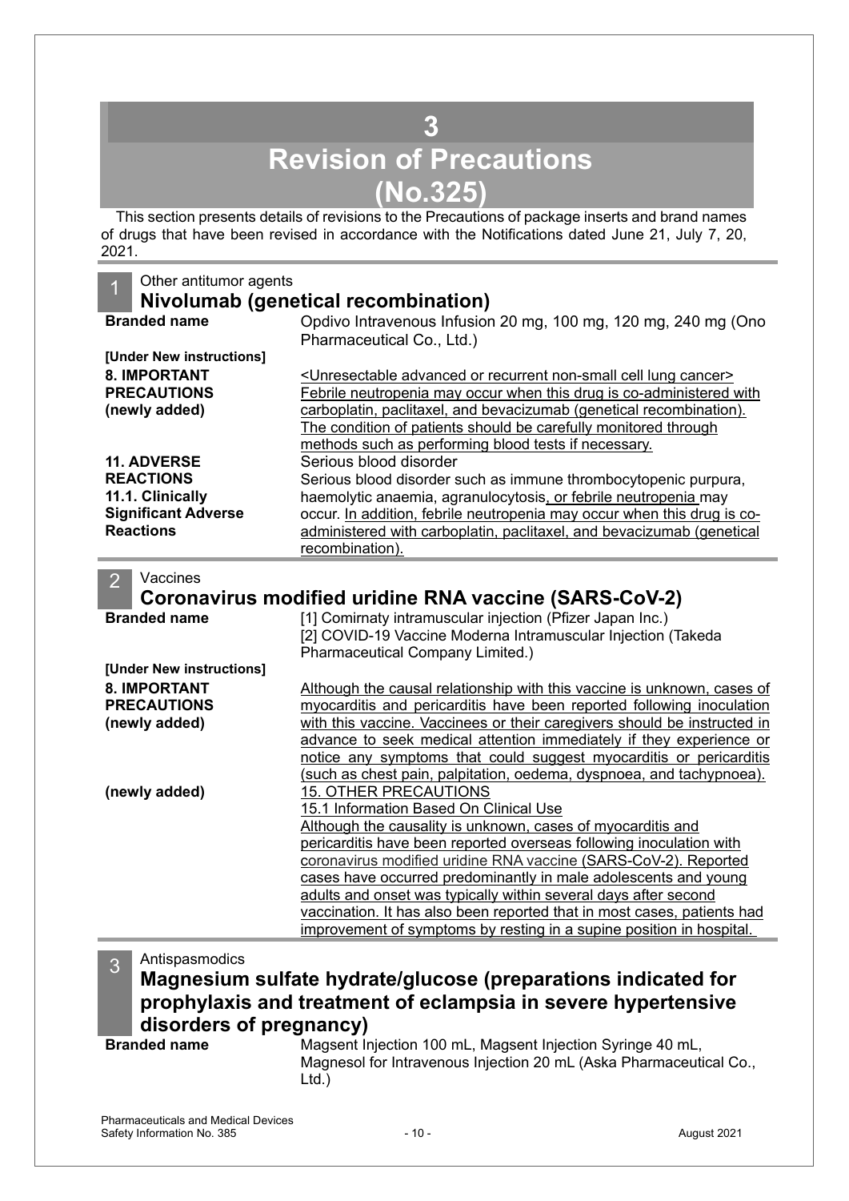# 3 Revision of Precautions (No.325)

This section presents details of revisions to the Precautions of package inserts and brand names of drugs that have been revised in accordance with the Notifications dated June 21, July 7, 20, 2021.

## 1 Other antitumor agents

### Nivolumab (genetical recombination)

| | |
|---|---|
| **Branded name** | Opdivo Intravenous Infusion 20 mg, 100 mg, 120 mg, 240 mg (Ono Pharmaceutical Co., Ltd.) |
| **[Under New instructions]** | |
| **8. IMPORTANT PRECAUTIONS (newly added)** | <Unresectable advanced or recurrent non-small cell lung cancer> Febrile neutropenia may occur when this drug is co-administered with carboplatin, paclitaxel, and bevacizumab (genetical recombination). The condition of patients should be carefully monitored through methods such as performing blood tests if necessary. |
| **11. ADVERSE REACTIONS 11.1. Clinically Significant Adverse Reactions** | Serious blood disorder<br>Serious blood disorder such as immune thrombocytopenic purpura, haemolytic anaemia, agranulocytosis, or febrile neutropenia may occur. In addition, febrile neutropenia may occur when this drug is co-administered with carboplatin, paclitaxel, and bevacizumab (genetical recombination). |

## 2 Vaccines

### Coronavirus modified uridine RNA vaccine (SARS-CoV-2)

| | |
|---|---|
| **Branded name** | [1] Comirnaty intramuscular injection (Pfizer Japan Inc.)<br>[2] COVID-19 Vaccine Moderna Intramuscular Injection (Takeda Pharmaceutical Company Limited.) |
| **[Under New instructions]** | |
| **8. IMPORTANT PRECAUTIONS (newly added)** | Although the causal relationship with this vaccine is unknown, cases of myocarditis and pericarditis have been reported following inoculation with this vaccine. Vaccinees or their caregivers should be instructed in advance to seek medical attention immediately if they experience or notice any symptoms that could suggest myocarditis or pericarditis (such as chest pain, palpitation, oedema, dyspnoea, and tachypnoea). |
| **(newly added)** | 15. OTHER PRECAUTIONS<br>15.1 Information Based On Clinical Use<br>Although the causality is unknown, cases of myocarditis and pericarditis have been reported overseas following inoculation with coronavirus modified uridine RNA vaccine (SARS-CoV-2). Reported cases have occurred predominantly in male adolescents and young adults and onset was typically within several days after second vaccination. It has also been reported that in most cases, patients had improvement of symptoms by resting in a supine position in hospital. |

## 3 Antispasmodics

### Magnesium sulfate hydrate/glucose (preparations indicated for prophylaxis and treatment of eclampsia in severe hypertensive disorders of pregnancy)

| | |
|---|---|
| **Branded name** | Magsent Injection 100 mL, Magsent Injection Syringe 40 mL, Magnesol for Intravenous Injection 20 mL (Aska Pharmaceutical Co., Ltd.) |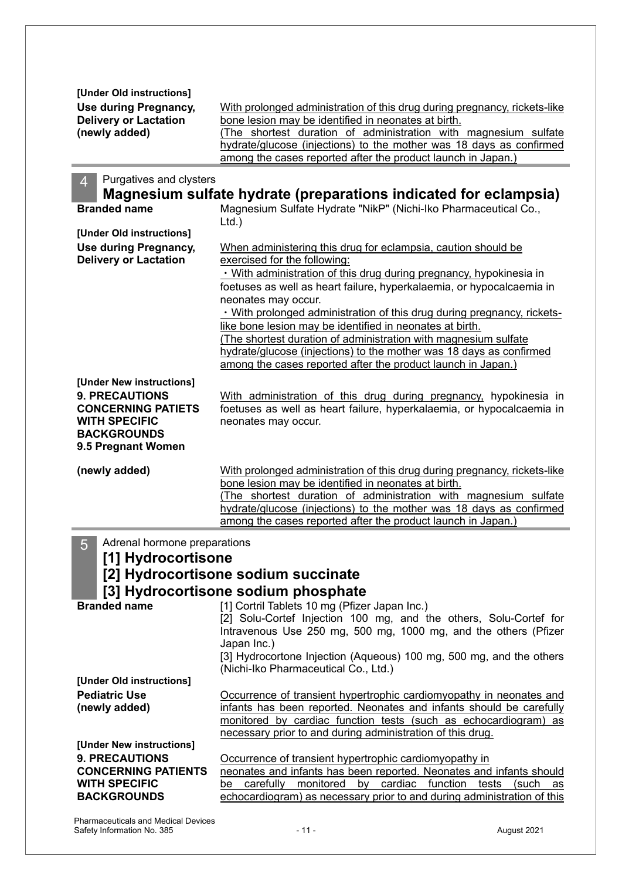**[Under Old instructions]**

**Use during Pregnancy, Delivery or Lactation (newly added)**

With prolonged administration of this drug during pregnancy, rickets-like bone lesion may be identified in neonates at birth.
(The shortest duration of administration with magnesium sulfate hydrate/glucose (injections) to the mother was 18 days as confirmed among the cases reported after the product launch in Japan.)

## 4 Purgatives and clysters

## Magnesium sulfate hydrate (preparations indicated for eclampsia)

**Branded name**

Magnesium Sulfate Hydrate "NikP" (Nichi-Iko Pharmaceutical Co., Ltd.)

**[Under Old instructions]**

**Use during Pregnancy, Delivery or Lactation**

When administering this drug for eclampsia, caution should be exercised for the following:

・With administration of this drug during pregnancy, hypokinesia in foetuses as well as heart failure, hyperkalaemia, or hypocalcaemia in neonates may occur.

・With prolonged administration of this drug during pregnancy, rickets-like bone lesion may be identified in neonates at birth.
(The shortest duration of administration with magnesium sulfate hydrate/glucose (injections) to the mother was 18 days as confirmed among the cases reported after the product launch in Japan.)

**[Under New instructions]**

**9. PRECAUTIONS CONCERNING PATIETS WITH SPECIFIC BACKGROUNDS**
**9.5 Pregnant Women**

With administration of this drug during pregnancy, hypokinesia in foetuses as well as heart failure, hyperkalaemia, or hypocalcaemia in neonates may occur.

**(newly added)**

With prolonged administration of this drug during pregnancy, rickets-like bone lesion may be identified in neonates at birth.
(The shortest duration of administration with magnesium sulfate hydrate/glucose (injections) to the mother was 18 days as confirmed among the cases reported after the product launch in Japan.)

## 5 Adrenal hormone preparations

## [1] Hydrocortisone
## [2] Hydrocortisone sodium succinate
## [3] Hydrocortisone sodium phosphate

**Branded name**

[1] Cortril Tablets 10 mg (Pfizer Japan Inc.)
[2] Solu-Cortef Injection 100 mg, and the others, Solu-Cortef for Intravenous Use 250 mg, 500 mg, 1000 mg, and the others (Pfizer Japan Inc.)
[3] Hydrocortone Injection (Aqueous) 100 mg, 500 mg, and the others (Nichi-Iko Pharmaceutical Co., Ltd.)

**[Under Old instructions]**

**Pediatric Use (newly added)**

Occurrence of transient hypertrophic cardiomyopathy in neonates and infants has been reported. Neonates and infants should be carefully monitored by cardiac function tests (such as echocardiogram) as necessary prior to and during administration of this drug.

**[Under New instructions]**

**9. PRECAUTIONS CONCERNING PATIENTS WITH SPECIFIC BACKGROUNDS**

Occurrence of transient hypertrophic cardiomyopathy in neonates and infants has been reported. Neonates and infants should be carefully monitored by cardiac function tests (such as echocardiogram) as necessary prior to and during administration of this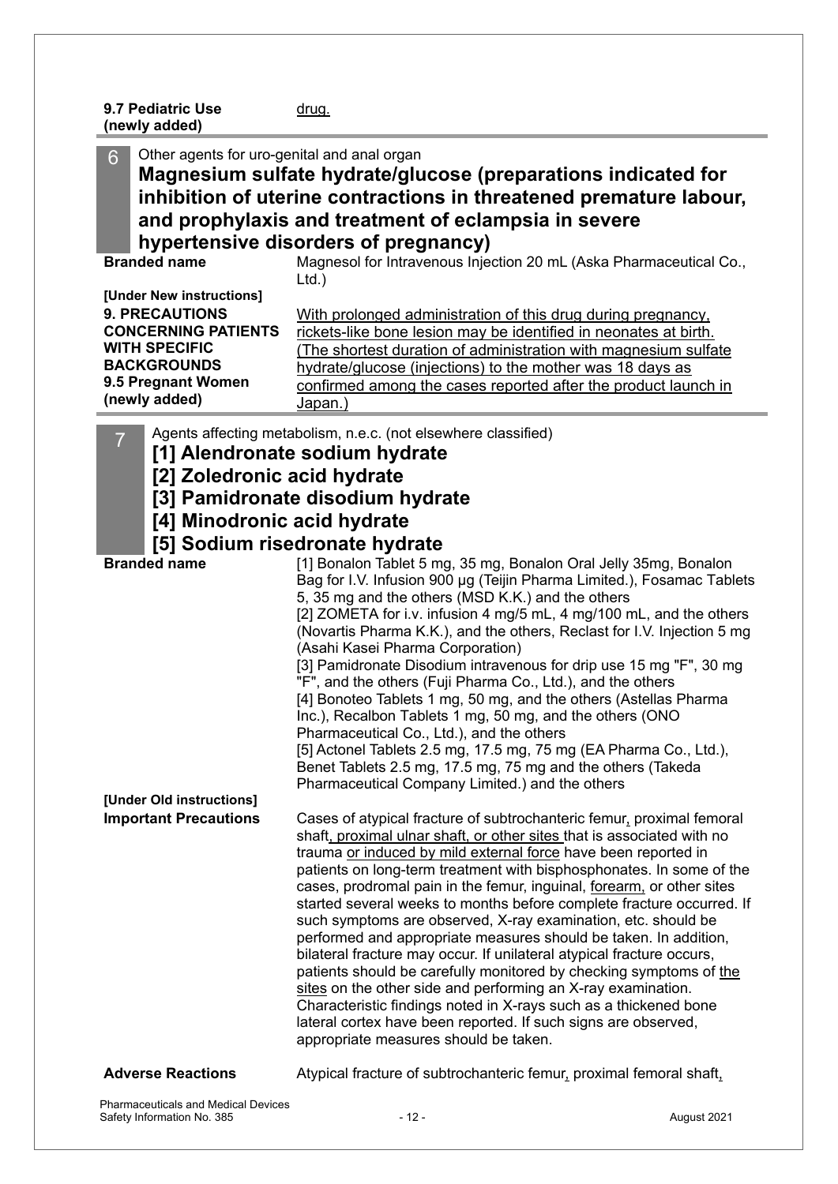| | |
|---|---|
| **9.7 Pediatric Use (newly added)** | drug. |

## 6 Other agents for uro-genital and anal organ

## Magnesium sulfate hydrate/glucose (preparations indicated for inhibition of uterine contractions in threatened premature labour, and prophylaxis and treatment of eclampsia in severe hypertensive disorders of pregnancy)

| | |
|---|---|
| **Branded name** | Magnesol for Intravenous Injection 20 mL (Aska Pharmaceutical Co., Ltd.) |
| **[Under New instructions]** | |
| **9. PRECAUTIONS CONCERNING PATIENTS WITH SPECIFIC BACKGROUNDS** **9.5 Pregnant Women (newly added)** | With prolonged administration of this drug during pregnancy, rickets-like bone lesion may be identified in neonates at birth. (The shortest duration of administration with magnesium sulfate hydrate/glucose (injections) to the mother was 18 days as confirmed among the cases reported after the product launch in Japan.) |

## 7 Agents affecting metabolism, n.e.c. (not elsewhere classified)

## [1] Alendronate sodium hydrate
## [2] Zoledronic acid hydrate
## [3] Pamidronate disodium hydrate
## [4] Minodronic acid hydrate
## [5] Sodium risedronate hydrate

| | |
|---|---|
| **Branded name** | [1] Bonalon Tablet 5 mg, 35 mg, Bonalon Oral Jelly 35mg, Bonalon Bag for I.V. Infusion 900 μg (Teijin Pharma Limited.), Fosamac Tablets 5, 35 mg and the others (MSD K.K.) and the others<br>[2] ZOMETA for i.v. infusion 4 mg/5 mL, 4 mg/100 mL, and the others (Novartis Pharma K.K.), and the others, Reclast for I.V. Injection 5 mg (Asahi Kasei Pharma Corporation)<br>[3] Pamidronate Disodium intravenous for drip use 15 mg "F", 30 mg "F", and the others (Fuji Pharma Co., Ltd.), and the others<br>[4] Bonoteo Tablets 1 mg, 50 mg, and the others (Astellas Pharma Inc.), Recalbon Tablets 1 mg, 50 mg, and the others (ONO Pharmaceutical Co., Ltd.), and the others<br>[5] Actonel Tablets 2.5 mg, 17.5 mg, 75 mg (EA Pharma Co., Ltd.), Benet Tablets 2.5 mg, 17.5 mg, 75 mg and the others (Takeda Pharmaceutical Company Limited.) and the others |
| **[Under Old instructions]** | |
| **Important Precautions** | Cases of atypical fracture of subtrochanteric femur, proximal femoral shaft, proximal ulnar shaft, or other sites that is associated with no trauma or induced by mild external force have been reported in patients on long-term treatment with bisphosphonates. In some of the cases, prodromal pain in the femur, inguinal, forearm, or other sites started several weeks to months before complete fracture occurred. If such symptoms are observed, X-ray examination, etc. should be performed and appropriate measures should be taken. In addition, bilateral fracture may occur. If unilateral atypical fracture occurs, patients should be carefully monitored by checking symptoms of the sites on the other side and performing an X-ray examination. Characteristic findings noted in X-rays such as a thickened bone lateral cortex have been reported. If such signs are observed, appropriate measures should be taken. |
| **Adverse Reactions** | Atypical fracture of subtrochanteric femur, proximal femoral shaft, |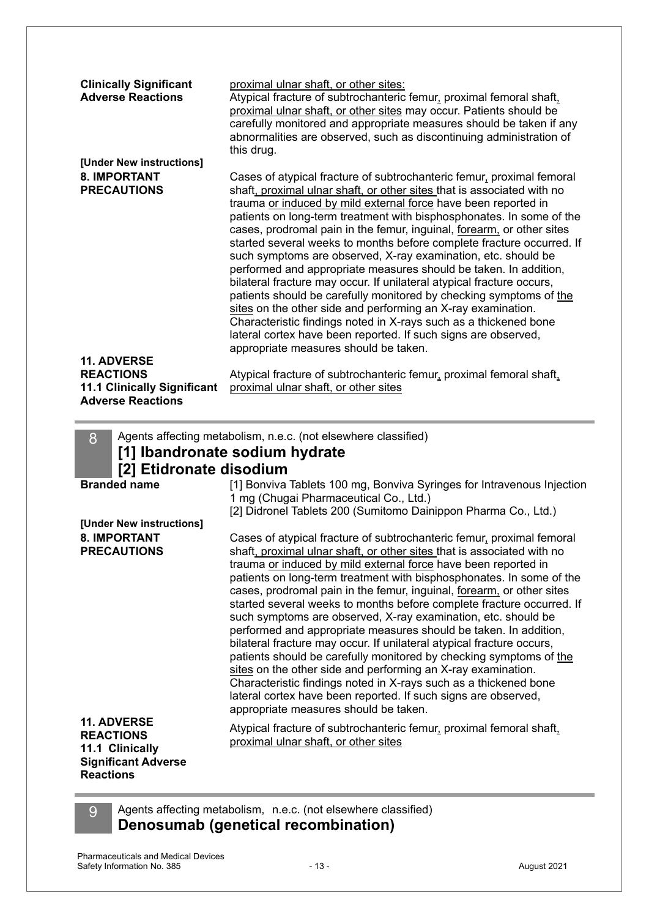| | |
|---|---|
| **Clinically Significant Adverse Reactions** | proximal ulnar shaft, or other sites:<br>Atypical fracture of subtrochanteric femur, proximal femoral shaft, proximal ulnar shaft, or other sites may occur. Patients should be carefully monitored and appropriate measures should be taken if any abnormalities are observed, such as discontinuing administration of this drug. |
| **[Under New instructions]** | |
| **8. IMPORTANT PRECAUTIONS** | Cases of atypical fracture of subtrochanteric femur, proximal femoral shaft, proximal ulnar shaft, or other sites that is associated with no trauma or induced by mild external force have been reported in patients on long-term treatment with bisphosphonates. In some of the cases, prodromal pain in the femur, inguinal, forearm, or other sites started several weeks to months before complete fracture occurred. If such symptoms are observed, X-ray examination, etc. should be performed and appropriate measures should be taken. In addition, bilateral fracture may occur. If unilateral atypical fracture occurs, patients should be carefully monitored by checking symptoms of the sites on the other side and performing an X-ray examination. Characteristic findings noted in X-rays such as a thickened bone lateral cortex have been reported. If such signs are observed, appropriate measures should be taken. |
| **11. ADVERSE REACTIONS 11.1 Clinically Significant Adverse Reactions** | Atypical fracture of subtrochanteric femur, proximal femoral shaft, proximal ulnar shaft, or other sites |

## 8 Agents affecting metabolism, n.e.c. (not elsewhere classified)

### [1] Ibandronate sodium hydrate
### [2] Etidronate disodium

| | |
|---|---|
| **Branded name** | [1] Bonviva Tablets 100 mg, Bonviva Syringes for Intravenous Injection 1 mg (Chugai Pharmaceutical Co., Ltd.)<br>[2] Didronel Tablets 200 (Sumitomo Dainippon Pharma Co., Ltd.) |
| **[Under New instructions]** | |
| **8. IMPORTANT PRECAUTIONS** | Cases of atypical fracture of subtrochanteric femur, proximal femoral shaft, proximal ulnar shaft, or other sites that is associated with no trauma or induced by mild external force have been reported in patients on long-term treatment with bisphosphonates. In some of the cases, prodromal pain in the femur, inguinal, forearm, or other sites started several weeks to months before complete fracture occurred. If such symptoms are observed, X-ray examination, etc. should be performed and appropriate measures should be taken. In addition, bilateral fracture may occur. If unilateral atypical fracture occurs, patients should be carefully monitored by checking symptoms of the sites on the other side and performing an X-ray examination. Characteristic findings noted in X-rays such as a thickened bone lateral cortex have been reported. If such signs are observed, appropriate measures should be taken. |
| **11. ADVERSE REACTIONS 11.1 Clinically Significant Adverse Reactions** | Atypical fracture of subtrochanteric femur, proximal femoral shaft, proximal ulnar shaft, or other sites |

## 9 Agents affecting metabolism, n.e.c. (not elsewhere classified)

### Denosumab (genetical recombination)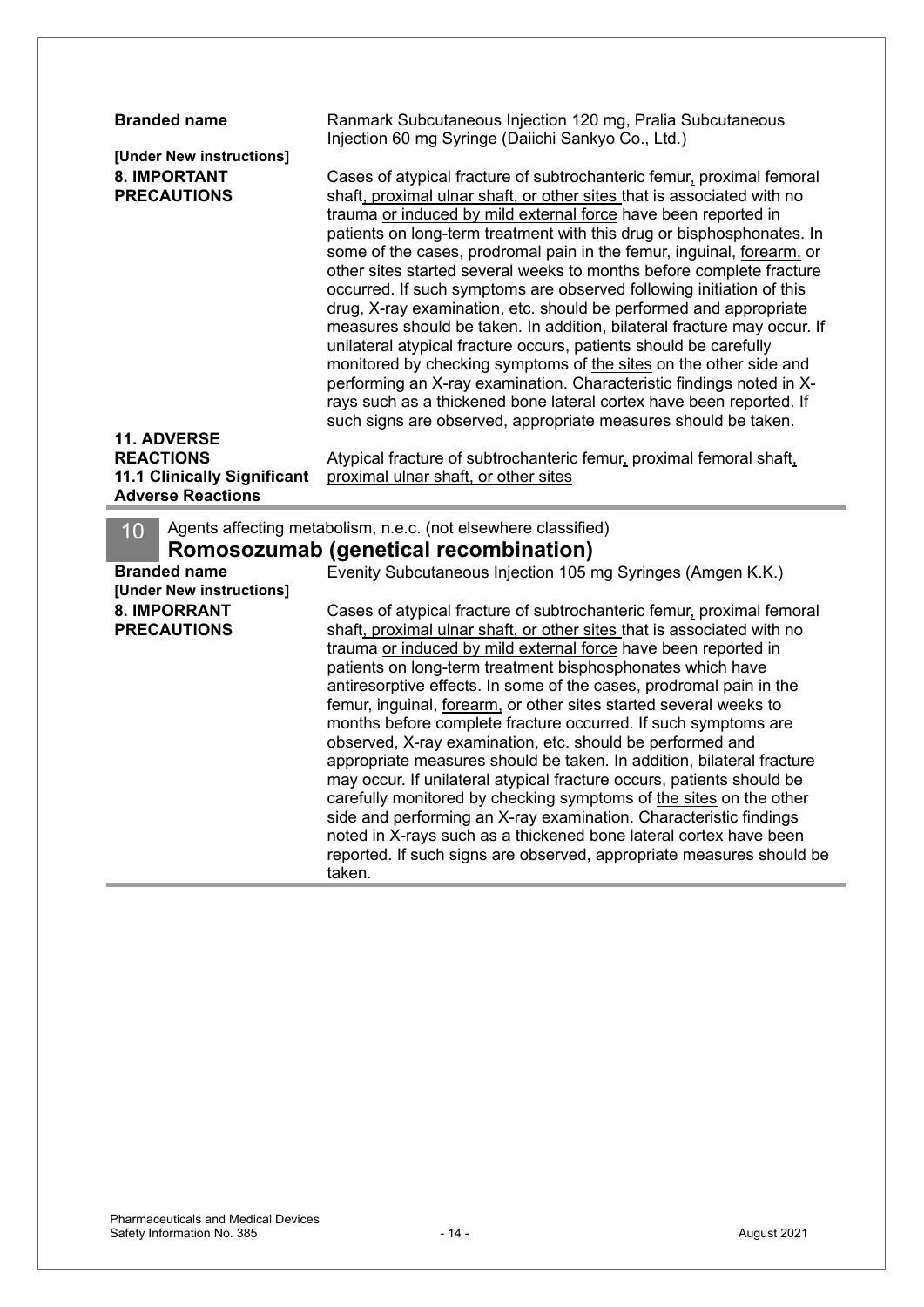| | |
|---|---|
| **Branded name** | Ranmark Subcutaneous Injection 120 mg, Pralia Subcutaneous Injection 60 mg Syringe (Daiichi Sankyo Co., Ltd.) |
| **[Under New instructions]** | |
| **8. IMPORTANT PRECAUTIONS** | Cases of atypical fracture of subtrochanteric femur, proximal femoral shaft, proximal ulnar shaft, or other sites that is associated with no trauma or induced by mild external force have been reported in patients on long-term treatment with this drug or bisphosphonates. In some of the cases, prodromal pain in the femur, inguinal, forearm, or other sites started several weeks to months before complete fracture occurred. If such symptoms are observed following initiation of this drug, X-ray examination, etc. should be performed and appropriate measures should be taken. In addition, bilateral fracture may occur. If unilateral atypical fracture occurs, patients should be carefully monitored by checking symptoms of the sites on the other side and performing an X-ray examination. Characteristic findings noted in X-rays such as a thickened bone lateral cortex have been reported. If such signs are observed, appropriate measures should be taken. |
| **11. ADVERSE REACTIONS 11.1 Clinically Significant Adverse Reactions** | Atypical fracture of subtrochanteric femur, proximal femoral shaft, proximal ulnar shaft, or other sites |

## 10 Agents affecting metabolism, n.e.c. (not elsewhere classified)

## Romosozumab (genetical recombination)

| | |
|---|---|
| **Branded name** | Evenity Subcutaneous Injection 105 mg Syringes (Amgen K.K.) |
| **[Under New instructions]** | |
| **8. IMPORRANT PRECAUTIONS** | Cases of atypical fracture of subtrochanteric femur, proximal femoral shaft, proximal ulnar shaft, or other sites that is associated with no trauma or induced by mild external force have been reported in patients on long-term treatment bisphosphonates which have antiresorptive effects. In some of the cases, prodromal pain in the femur, inguinal, forearm, or other sites started several weeks to months before complete fracture occurred. If such symptoms are observed, X-ray examination, etc. should be performed and appropriate measures should be taken. In addition, bilateral fracture may occur. If unilateral atypical fracture occurs, patients should be carefully monitored by checking symptoms of the sites on the other side and performing an X-ray examination. Characteristic findings noted in X-rays such as a thickened bone lateral cortex have been reported. If such signs are observed, appropriate measures should be taken. |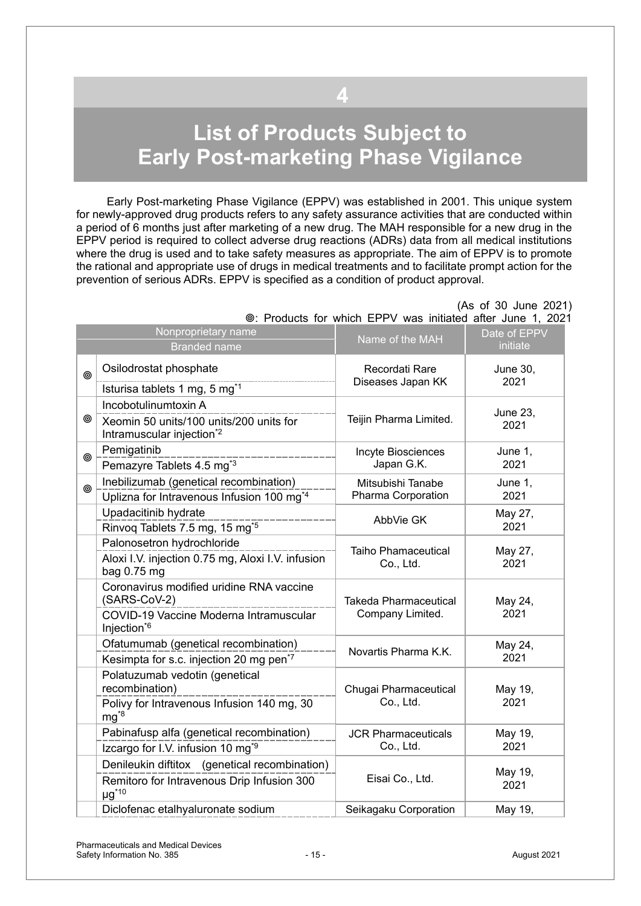# 4

# List of Products Subject to Early Post-marketing Phase Vigilance

Early Post-marketing Phase Vigilance (EPPV) was established in 2001. This unique system for newly-approved drug products refers to any safety assurance activities that are conducted within a period of 6 months just after marketing of a new drug. The MAH responsible for a new drug in the EPPV period is required to collect adverse drug reactions (ADRs) data from all medical institutions where the drug is used and to take safety measures as appropriate. The aim of EPPV is to promote the rational and appropriate use of drugs in medical treatments and to facilitate prompt action for the prevention of serious ADRs. EPPV is specified as a condition of product approval.

(As of 30 June 2021)

◎: Products for which EPPV was initiated after June 1, 2021

| | Nonproprietary name / Branded name | Name of the MAH | Date of EPPV initiate |
|---|---|---|---|
| ◎ | Osilodrostat phosphate<br>Isturisa tablets 1 mg, 5 mg[*1] | Recordati Rare Diseases Japan KK | June 30, 2021 |
| ◎ | Incobotulinumtoxin A<br>Xeomin 50 units/100 units/200 units for Intramuscular injection[*2] | Teijin Pharma Limited. | June 23, 2021 |
| ◎ | Pemigatinib<br>Pemazyre Tablets 4.5 mg[*3] | Incyte Biosciences Japan G.K. | June 1, 2021 |
| ◎ | Inebilizumab (genetical recombination)<br>Uplizna for Intravenous Infusion 100 mg[*4] | Mitsubishi Tanabe Pharma Corporation | June 1, 2021 |
| | Upadacitinib hydrate<br>Rinvoq Tablets 7.5 mg, 15 mg[*5] | AbbVie GK | May 27, 2021 |
| | Palonosetron hydrochloride<br>Aloxi I.V. injection 0.75 mg, Aloxi I.V. infusion bag 0.75 mg | Taiho Phamaceutical Co., Ltd. | May 27, 2021 |
| | Coronavirus modified uridine RNA vaccine (SARS-CoV-2)<br>COVID-19 Vaccine Moderna Intramuscular Injection[*6] | Takeda Pharmaceutical Company Limited. | May 24, 2021 |
| | Ofatumumab (genetical recombination)<br>Kesimpta for s.c. injection 20 mg pen[*7] | Novartis Pharma K.K. | May 24, 2021 |
| | Polatuzumab vedotin (genetical recombination)<br>Polivy for Intravenous Infusion 140 mg, 30 mg[*8] | Chugai Pharmaceutical Co., Ltd. | May 19, 2021 |
| | Pabinafusp alfa (genetical recombination)<br>Izcargo for I.V. infusion 10 mg[*9] | JCR Pharmaceuticals Co., Ltd. | May 19, 2021 |
| | Denileukin diftitox (genetical recombination)<br>Remitoro for Intravenous Drip Infusion 300 μg[*10] | Eisai Co., Ltd. | May 19, 2021 |
| | Diclofenac etalhyaluronate sodium | Seikagaku Corporation | May 19, |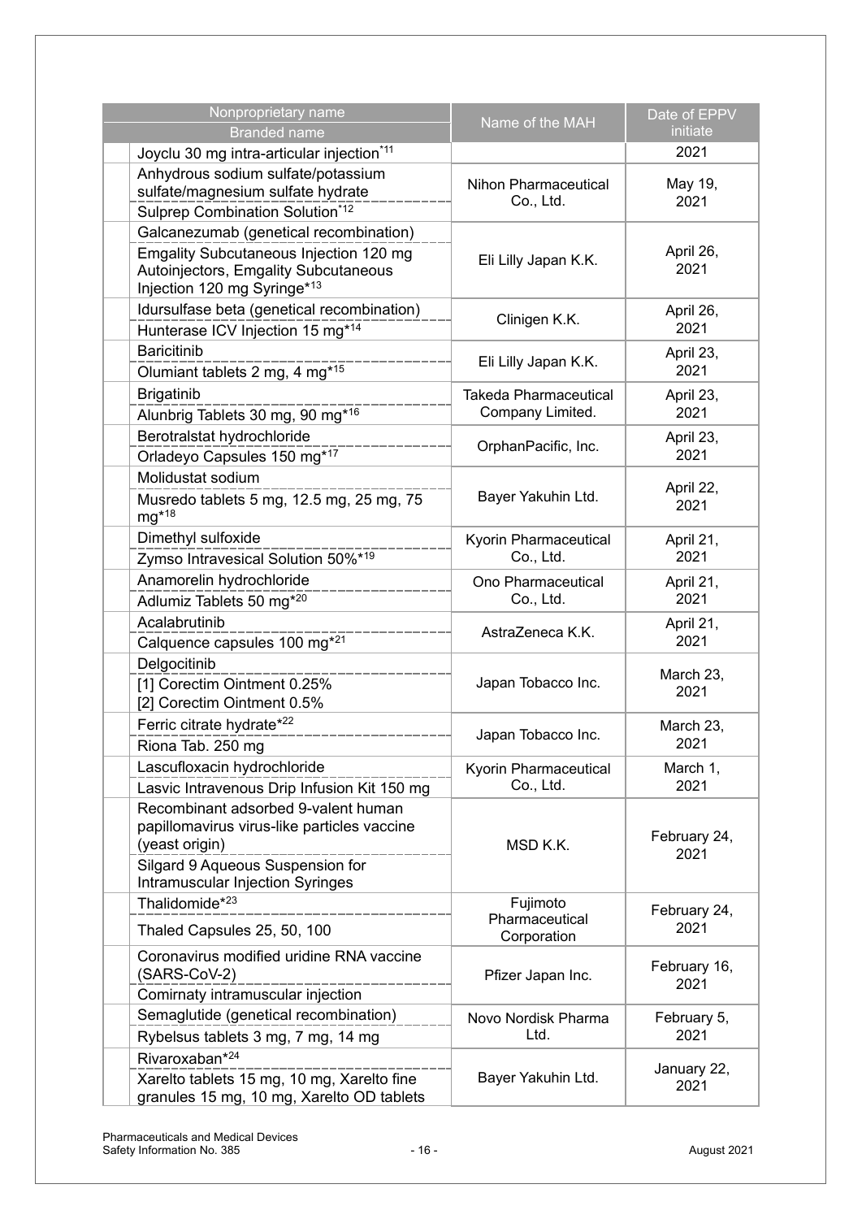| Nonproprietary name<br>Branded name | Name of the MAH | Date of EPPV initiate |
|---|---|---|
| Joyclu 30 mg intra-articular injection[*11] | | 2021 |
| Anhydrous sodium sulfate/potassium sulfate/magnesium sulfate hydrate<br>Sulprep Combination Solution[*12] | Nihon Pharmaceutical Co., Ltd. | May 19, 2021 |
| Galcanezumab (genetical recombination)<br>Emgality Subcutaneous Injection 120 mg Autoinjectors, Emgality Subcutaneous Injection 120 mg Syringe[*13] | Eli Lilly Japan K.K. | April 26, 2021 |
| Idursulfase beta (genetical recombination)<br>Hunterase ICV Injection 15 mg[*14] | Clinigen K.K. | April 26, 2021 |
| Baricitinib<br>Olumiant tablets 2 mg, 4 mg[*15] | Eli Lilly Japan K.K. | April 23, 2021 |
| Brigatinib<br>Alunbrig Tablets 30 mg, 90 mg[*16] | Takeda Pharmaceutical Company Limited. | April 23, 2021 |
| Berotralstat hydrochloride<br>Orladeyo Capsules 150 mg[*17] | OrphanPacific, Inc. | April 23, 2021 |
| Molidustat sodium<br>Musredo tablets 5 mg, 12.5 mg, 25 mg, 75 mg[*18] | Bayer Yakuhin Ltd. | April 22, 2021 |
| Dimethyl sulfoxide<br>Zymso Intravesical Solution 50%[*19] | Kyorin Pharmaceutical Co., Ltd. | April 21, 2021 |
| Anamorelin hydrochloride<br>Adlumiz Tablets 50 mg[*20] | Ono Pharmaceutical Co., Ltd. | April 21, 2021 |
| Acalabrutinib<br>Calquence capsules 100 mg[*21] | AstraZeneca K.K. | April 21, 2021 |
| Delgocitinib<br>[1] Corectim Ointment 0.25%<br>[2] Corectim Ointment 0.5% | Japan Tobacco Inc. | March 23, 2021 |
| Ferric citrate hydrate[*22]<br>Riona Tab. 250 mg | Japan Tobacco Inc. | March 23, 2021 |
| Lascufloxacin hydrochloride<br>Lasvic Intravenous Drip Infusion Kit 150 mg | Kyorin Pharmaceutical Co., Ltd. | March 1, 2021 |
| Recombinant adsorbed 9-valent human papillomavirus virus-like particles vaccine (yeast origin)<br>Silgard 9 Aqueous Suspension for Intramuscular Injection Syringes | MSD K.K. | February 24, 2021 |
| Thalidomide[*23]<br>Thaled Capsules 25, 50, 100 | Fujimoto Pharmaceutical Corporation | February 24, 2021 |
| Coronavirus modified uridine RNA vaccine (SARS-CoV-2)<br>Comirnaty intramuscular injection | Pfizer Japan Inc. | February 16, 2021 |
| Semaglutide (genetical recombination)<br>Rybelsus tablets 3 mg, 7 mg, 14 mg | Novo Nordisk Pharma Ltd. | February 5, 2021 |
| Rivaroxaban[*24]<br>Xarelto tablets 15 mg, 10 mg, Xarelto fine granules 15 mg, 10 mg, Xarelto OD tablets | Bayer Yakuhin Ltd. | January 22, 2021 |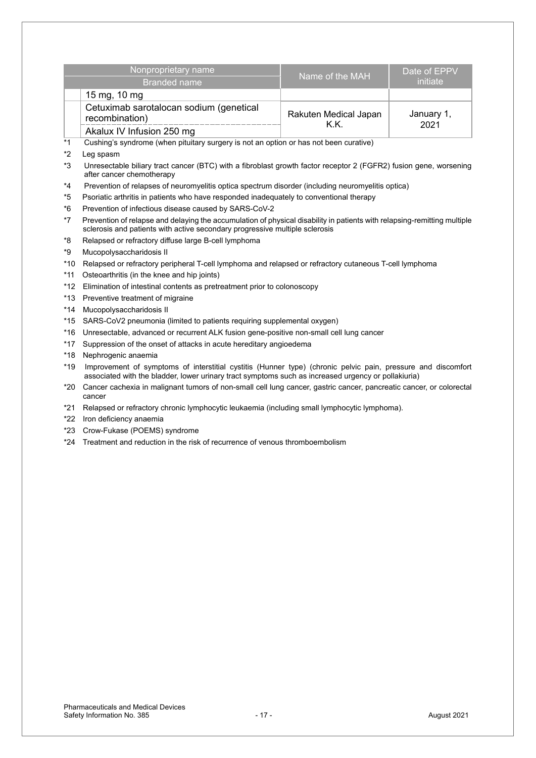| Nonproprietary name / Branded name | Name of the MAH | Date of EPPV initiate |
| --- | --- | --- |
| 15 mg, 10 mg | | |
| Cetuximab sarotalocan sodium (genetical recombination) / Akalux IV Infusion 250 mg | Rakuten Medical Japan K.K. | January 1, 2021 |

*1 Cushing's syndrome (when pituitary surgery is not an option or has not been curative)

*2 Leg spasm

*3 Unresectable biliary tract cancer (BTC) with a fibroblast growth factor receptor 2 (FGFR2) fusion gene, worsening after cancer chemotherapy

*4 Prevention of relapses of neuromyelitis optica spectrum disorder (including neuromyelitis optica)

*5 Psoriatic arthritis in patients who have responded inadequately to conventional therapy

*6 Prevention of infectious disease caused by SARS-CoV-2

*7 Prevention of relapse and delaying the accumulation of physical disability in patients with relapsing-remitting multiple sclerosis and patients with active secondary progressive multiple sclerosis

*8 Relapsed or refractory diffuse large B-cell lymphoma

*9 Mucopolysaccharidosis II

*10 Relapsed or refractory peripheral T-cell lymphoma and relapsed or refractory cutaneous T-cell lymphoma

*11 Osteoarthritis (in the knee and hip joints)

*12 Elimination of intestinal contents as pretreatment prior to colonoscopy

*13 Preventive treatment of migraine

*14 Mucopolysaccharidosis II

*15 SARS-CoV2 pneumonia (limited to patients requiring supplemental oxygen)

*16 Unresectable, advanced or recurrent ALK fusion gene-positive non-small cell lung cancer

*17 Suppression of the onset of attacks in acute hereditary angioedema

*18 Nephrogenic anaemia

*19 Improvement of symptoms of interstitial cystitis (Hunner type) (chronic pelvic pain, pressure and discomfort associated with the bladder, lower urinary tract symptoms such as increased urgency or pollakiuria)

*20 Cancer cachexia in malignant tumors of non-small cell lung cancer, gastric cancer, pancreatic cancer, or colorectal cancer

*21 Relapsed or refractory chronic lymphocytic leukaemia (including small lymphocytic lymphoma).

*22 Iron deficiency anaemia

*23 Crow-Fukase (POEMS) syndrome

*24 Treatment and reduction in the risk of recurrence of venous thromboembolism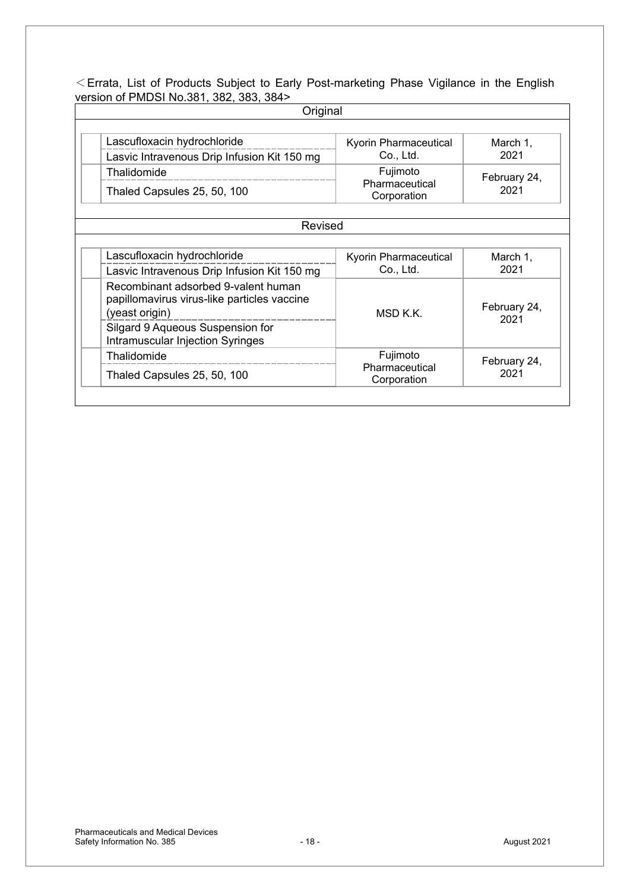＜Errata, List of Products Subject to Early Post-marketing Phase Vigilance in the English version of PMDSI No.381, 382, 383, 384>

**Original**

| | | | |
|---|---|---|---|
| | Lascufloxacin hydrochloride<br>Lasvic Intravenous Drip Infusion Kit 150 mg | Kyorin Pharmaceutical Co., Ltd. | March 1, 2021 |
| | Thalidomide<br>Thaled Capsules 25, 50, 100 | Fujimoto Pharmaceutical Corporation | February 24, 2021 |

**Revised**

| | | | |
|---|---|---|---|
| | Lascufloxacin hydrochloride<br>Lasvic Intravenous Drip Infusion Kit 150 mg | Kyorin Pharmaceutical Co., Ltd. | March 1, 2021 |
| | Recombinant adsorbed 9-valent human papillomavirus virus-like particles vaccine (yeast origin)<br>Silgard 9 Aqueous Suspension for Intramuscular Injection Syringes | MSD K.K. | February 24, 2021 |
| | Thalidomide<br>Thaled Capsules 25, 50, 100 | Fujimoto Pharmaceutical Corporation | February 24, 2021 |